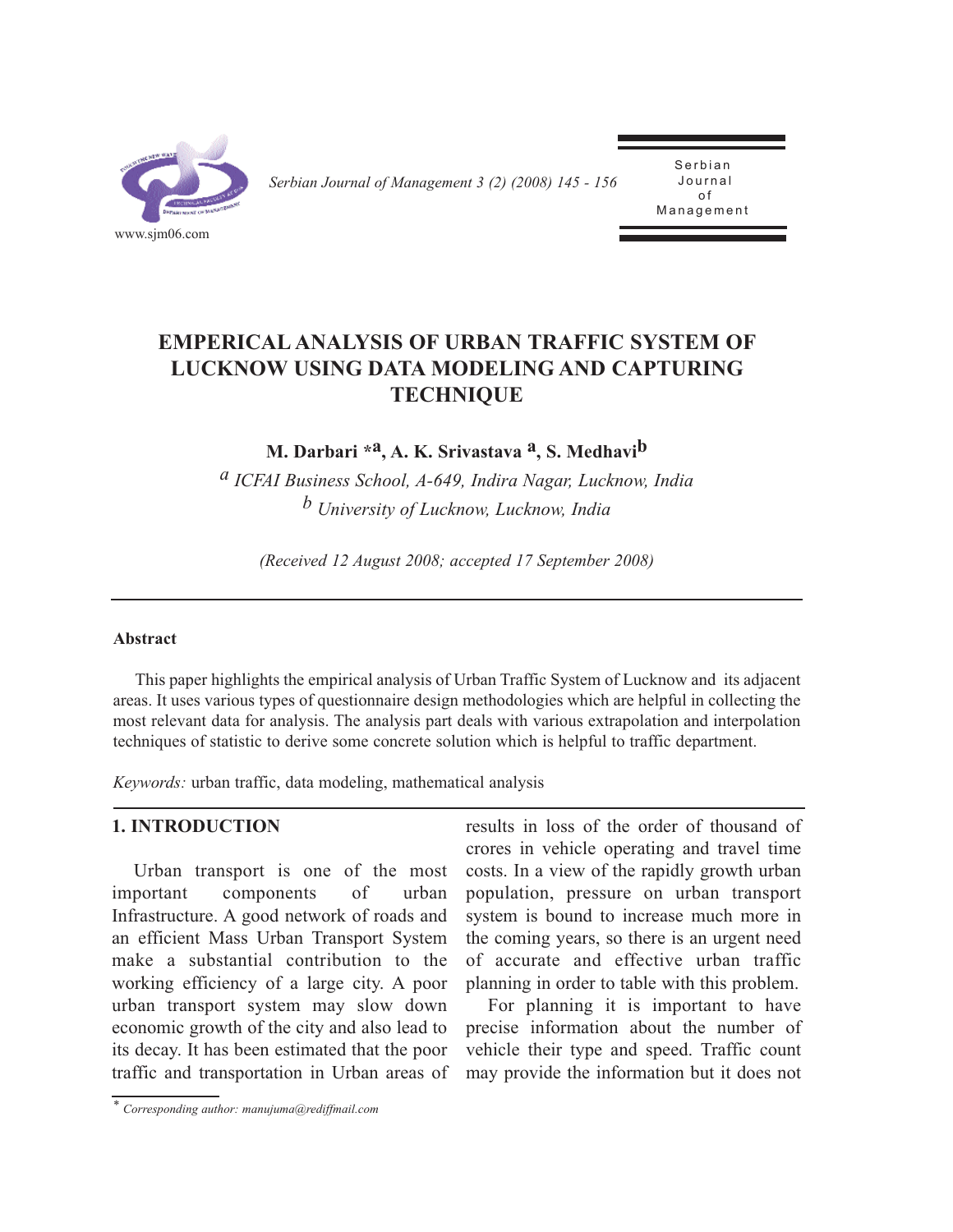# EMPERICAL ANALYSIS OF URBAN TRAFFIC SYSTEM OF LUCKNOW USING DATA MODELING AND CAPTURING TECHNIQUE

**M. Darbari \*[a], A. K. Srivastava [a], S. Medhavi[b]**

[a] *ICFAI Business School, A-649, Indira Nagar, Lucknow, India*
[b] *University of Lucknow, Lucknow, India*

*(Received 12 August 2008; accepted 17 September 2008)*

---

**Abstract**

This paper highlights the empirical analysis of Urban Traffic System of Lucknow and its adjacent areas. It uses various types of questionnaire design methodologies which are helpful in collecting the most relevant data for analysis. The analysis part deals with various extrapolation and interpolation techniques of statistic to derive some concrete solution which is helpful to traffic department.

*Keywords:* urban traffic, data modeling, mathematical analysis

## 1. INTRODUCTION

Urban transport is one of the most important components of urban Infrastructure. A good network of roads and an efficient Mass Urban Transport System make a substantial contribution to the working efficiency of a large city. A poor urban transport system may slow down economic growth of the city and also lead to its decay. It has been estimated that the poor traffic and transportation in Urban areas of results in loss of the order of thousand of crores in vehicle operating and travel time costs. In a view of the rapidly growth urban population, pressure on urban transport system is bound to increase much more in the coming years, so there is an urgent need of accurate and effective urban traffic planning in order to table with this problem.

For planning it is important to have precise information about the number of vehicle their type and speed. Traffic count may provide the information but it does not

\* *Corresponding author: manujuma@rediffmail.com*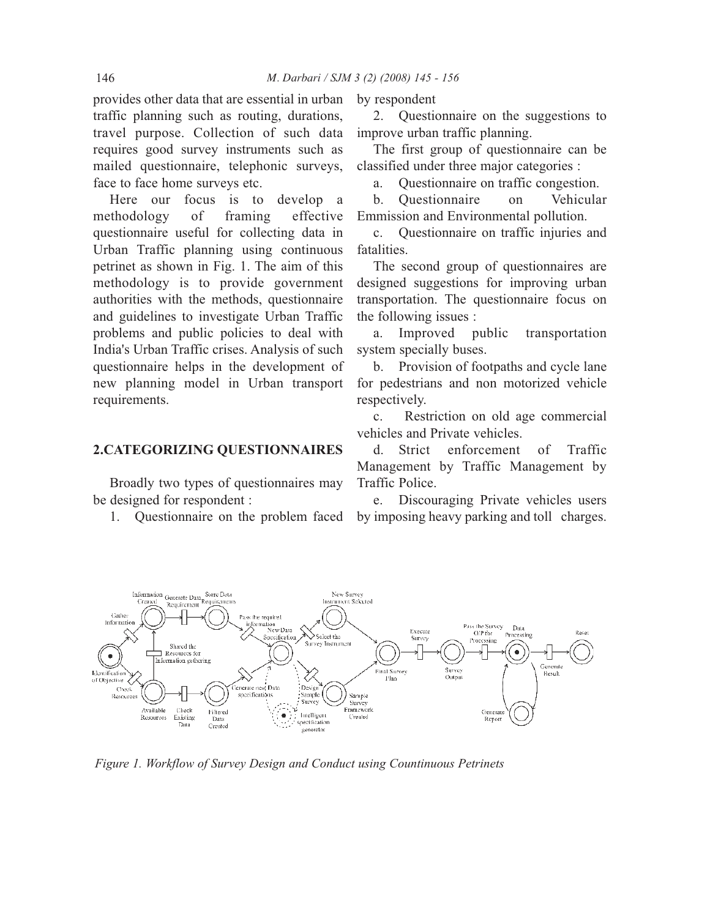provides other data that are essential in urban traffic planning such as routing, durations, travel purpose. Collection of such data requires good survey instruments such as mailed questionnaire, telephonic surveys, face to face home surveys etc.

Here our focus is to develop a methodology of framing effective questionnaire useful for collecting data in Urban Traffic planning using continuous petrinet as shown in Fig. 1. The aim of this methodology is to provide government authorities with the methods, questionnaire and guidelines to investigate Urban Traffic problems and public policies to deal with India's Urban Traffic crises. Analysis of such questionnaire helps in the development of new planning model in Urban transport requirements.

## 2.CATEGORIZING QUESTIONNAIRES

Broadly two types of questionnaires may be designed for respondent :

1. Questionnaire on the problem faced by respondent
2. Questionnaire on the suggestions to improve urban traffic planning.

The first group of questionnaire can be classified under three major categories :

a. Questionnaire on traffic congestion.

b. Questionnaire on Vehicular Emmission and Environmental pollution.

c. Questionnaire on traffic injuries and fatalities.

The second group of questionnaires are designed suggestions for improving urban transportation. The questionnaire focus on the following issues :

a. Improved public transportation system specially buses.

b. Provision of footpaths and cycle lane for pedestrians and non motorized vehicle respectively.

c. Restriction on old age commercial vehicles and Private vehicles.

d. Strict enforcement of Traffic Management by Traffic Management by Traffic Police.

e. Discouraging Private vehicles users by imposing heavy parking and toll charges.

*Figure 1. Workflow of Survey Design and Conduct using Countinuous Petrinets*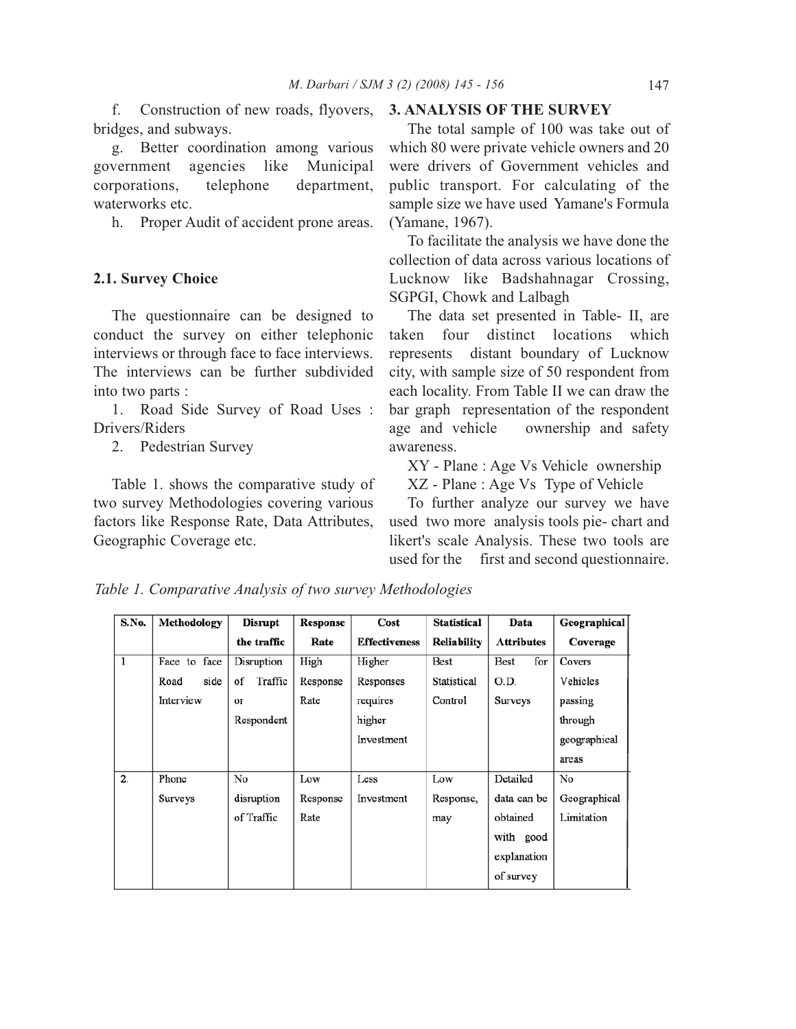f. Construction of new roads, flyovers, bridges, and subways.

g. Better coordination among various government agencies like Municipal corporations, telephone department, waterworks etc.

h. Proper Audit of accident prone areas.

### 2.1. Survey Choice

The questionnaire can be designed to conduct the survey on either telephonic interviews or through face to face interviews. The interviews can be further subdivided into two parts :

1. Road Side Survey of Road Uses : Drivers/Riders
2. Pedestrian Survey

Table 1. shows the comparative study of two survey Methodologies covering various factors like Response Rate, Data Attributes, Geographic Coverage etc.

## 3. ANALYSIS OF THE SURVEY

The total sample of 100 was take out of which 80 were private vehicle owners and 20 were drivers of Government vehicles and public transport. For calculating of the sample size we have used Yamane's Formula (Yamane, 1967).

To facilitate the analysis we have done the collection of data across various locations of Lucknow like Badshahnagar Crossing, SGPGI, Chowk and Lalbagh

The data set presented in Table- II, are taken four distinct locations which represents distant boundary of Lucknow city, with sample size of 50 respondent from each locality. From Table II we can draw the bar graph representation of the respondent age and vehicle ownership and safety awareness.

XY - Plane : Age Vs Vehicle ownership

XZ - Plane : Age Vs Type of Vehicle

To further analyze our survey we have used two more analysis tools pie- chart and likert's scale Analysis. These two tools are used for the first and second questionnaire.

*Table 1. Comparative Analysis of two survey Methodologies*

| S.No. | Methodology | Disrupt the traffic | Response Rate | Cost Effectiveness | Statistical Reliability | Data Attributes | Geographical Coverage |
|---|---|---|---|---|---|---|---|
| 1 | Face to face Road side Interview | Disruption of Traffic or Respondent | High Response Rate | Higher Responses requires higher Investment | Best Statistical Control | Best for O.D. Surveys | Covers Vehicles passing through geographical areas |
| 2. | Phone Surveys | No disruption of Traffic | Low Response Rate | Less Investment | Low Response, may | Detailed data can be obtained with good explanation of survey | No Geographical Limitation |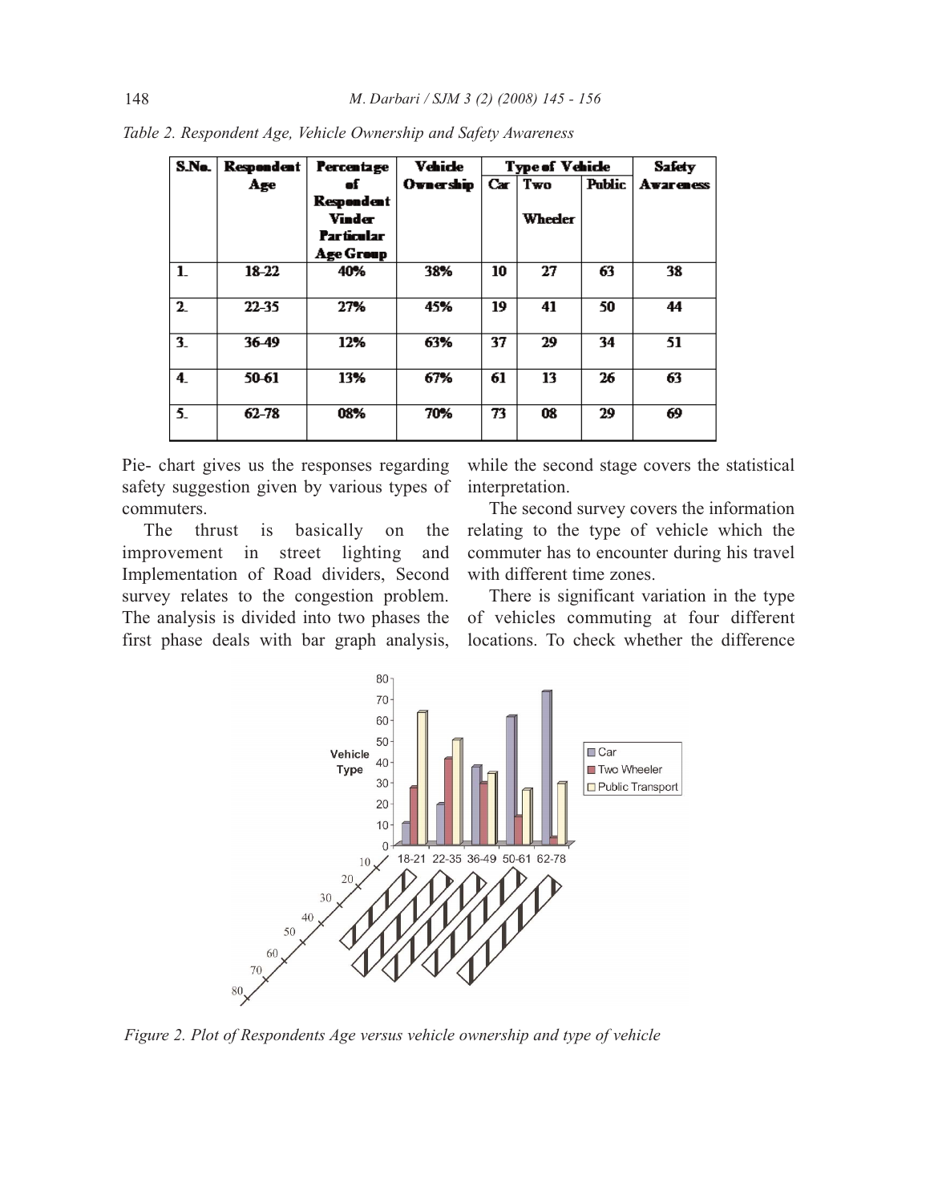*Table 2. Respondent Age, Vehicle Ownership and Safety Awareness*

| S.No. | Respondent Age | Percentage of Respondent Under Particular Age Group | Vehicle Ownership | Type of Vehicle | | | Safety Awareness |
|---|---|---|---|---|---|---|---|
| | | | | Car | Two Wheeler | Public | |
| 1. | 18-22 | 40% | 38% | 10 | 27 | 63 | 38 |
| 2. | 22-35 | 27% | 45% | 19 | 41 | 50 | 44 |
| 3. | 36-49 | 12% | 63% | 37 | 29 | 34 | 51 |
| 4. | 50-61 | 13% | 67% | 61 | 13 | 26 | 63 |
| 5. | 62-78 | 08% | 70% | 73 | 08 | 29 | 69 |

Pie- chart gives us the responses regarding safety suggestion given by various types of commuters.

The thrust is basically on the improvement in street lighting and Implementation of Road dividers, Second survey relates to the congestion problem. The analysis is divided into two phases the first phase deals with bar graph analysis, while the second stage covers the statistical interpretation.

The second survey covers the information relating to the type of vehicle which the commuter has to encounter during his travel with different time zones.

There is significant variation in the type of vehicles commuting at four different locations. To check whether the difference

*Figure 2. Plot of Respondents Age versus vehicle ownership and type of vehicle*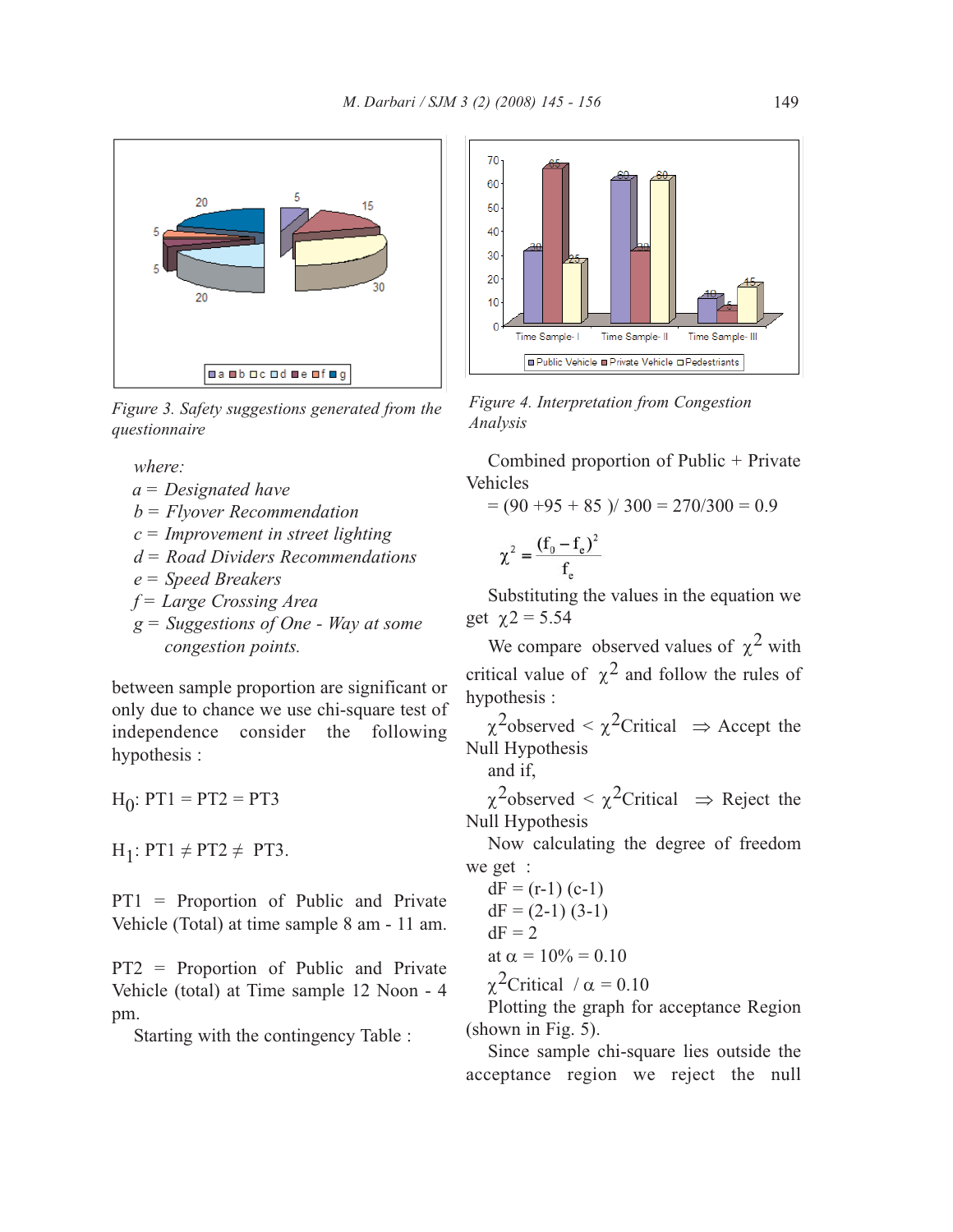*Figure 3. Safety suggestions generated from the questionnaire*

*where:*

*a = Designated have*
*b = Flyover Recommendation*
*c = Improvement in street lighting*
*d = Road Dividers Recommendations*
*e = Speed Breakers*
*f = Large Crossing Area*
*g = Suggestions of One - Way at some congestion points.*

between sample proportion are significant or only due to chance we use chi-square test of independence consider the following hypothesis :

$H_0$: PT1 = PT2 = PT3

$H_1$: PT1 ≠ PT2 ≠ PT3.

PT1 = Proportion of Public and Private Vehicle (Total) at time sample 8 am - 11 am.

PT2 = Proportion of Public and Private Vehicle (total) at Time sample 12 Noon - 4 pm.

Starting with the contingency Table :

*Figure 4. Interpretation from Congestion Analysis*

Combined proportion of Public + Private Vehicles

= (90 +95 + 85 )/ 300 = 270/300 = 0.9

$$\chi^2 = \frac{(f_0 - f_e)^2}{f_e}$$

Substituting the values in the equation we get $\chi 2 = 5.54$

We compare observed values of $\chi^2$ with critical value of $\chi^2$ and follow the rules of hypothesis :

$\chi^2$observed < $\chi^2$Critical ⇒ Accept the Null Hypothesis

and if,

$\chi^2$observed < $\chi^2$Critical ⇒ Reject the Null Hypothesis

Now calculating the degree of freedom we get :

dF = (r-1) (c-1)

dF = (2-1) (3-1)

dF = 2

at $\alpha$ = 10% = 0.10

$\chi^2$Critical / $\alpha$ = 0.10

Plotting the graph for acceptance Region (shown in Fig. 5).

Since sample chi-square lies outside the acceptance region we reject the null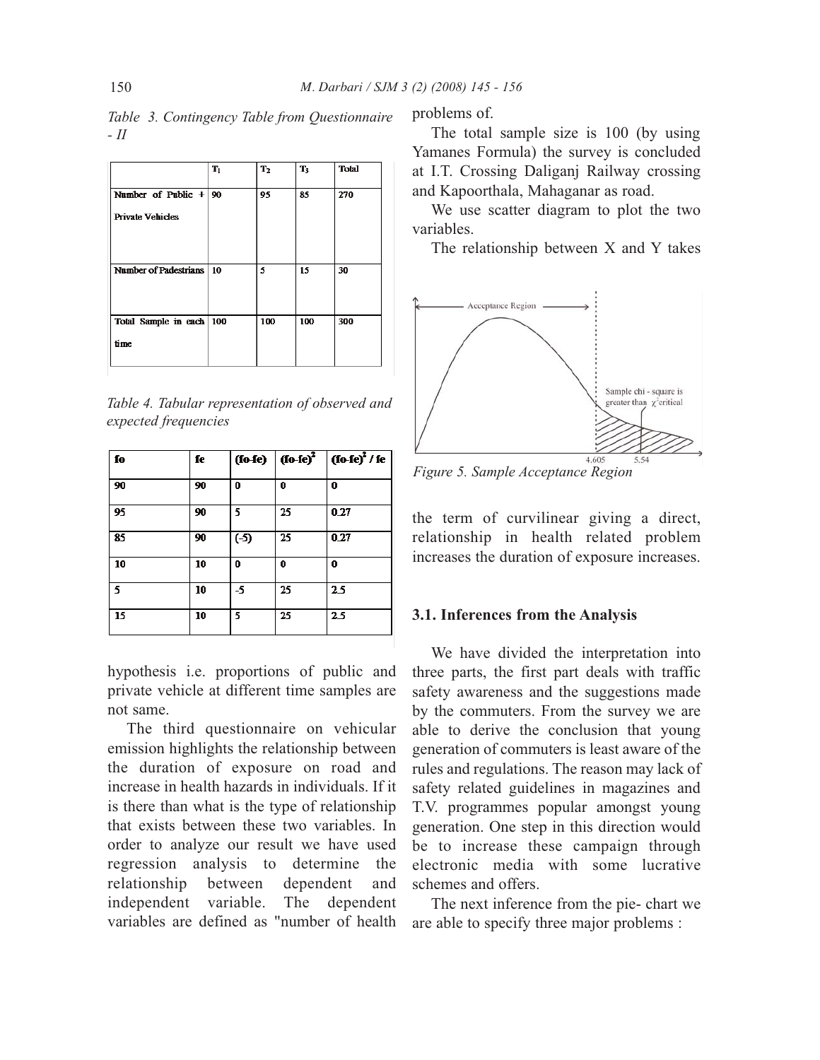*Table 3. Contingency Table from Questionnaire - II*

| | $T_1$ | $T_2$ | $T_3$ | Total |
|---|---|---|---|---|
| Number of Public + Private Vehicles | 90 | 95 | 85 | 270 |
| Number of Padestrians | 10 | 5 | 15 | 30 |
| Total Sample in each time | 100 | 100 | 100 | 300 |

*Table 4. Tabular representation of observed and expected frequencies*

| fo | fe | (fo-fe) | $(fo\text{-}fe)^2$ | $(fo\text{-}fe)^2$ / fe |
|---|---|---|---|---|
| 90 | 90 | 0 | 0 | 0 |
| 95 | 90 | 5 | 25 | 0.27 |
| 85 | 90 | (-5) | 25 | 0.27 |
| 10 | 10 | 0 | 0 | 0 |
| 5 | 10 | -5 | 25 | 2.5 |
| 15 | 10 | 5 | 25 | 2.5 |

hypothesis i.e. proportions of public and private vehicle at different time samples are not same.

The third questionnaire on vehicular emission highlights the relationship between the duration of exposure on road and increase in health hazards in individuals. If it is there than what is the type of relationship that exists between these two variables. In order to analyze our result we have used regression analysis to determine the relationship between dependent and independent variable. The dependent variables are defined as "number of health problems of.

The total sample size is 100 (by using Yamanes Formula) the survey is concluded at I.T. Crossing Daliganj Railway crossing and Kapoorthala, Mahaganar as road.

We use scatter diagram to plot the two variables.

The relationship between X and Y takes

*Figure 5. Sample Acceptance Region*

the term of curvilinear giving a direct, relationship in health related problem increases the duration of exposure increases.

### 3.1. Inferences from the Analysis

We have divided the interpretation into three parts, the first part deals with traffic safety awareness and the suggestions made by the commuters. From the survey we are able to derive the conclusion that young generation of commuters is least aware of the rules and regulations. The reason may lack of safety related guidelines in magazines and T.V. programmes popular amongst young generation. One step in this direction would be to increase these campaign through electronic media with some lucrative schemes and offers.

The next inference from the pie- chart we are able to specify three major problems :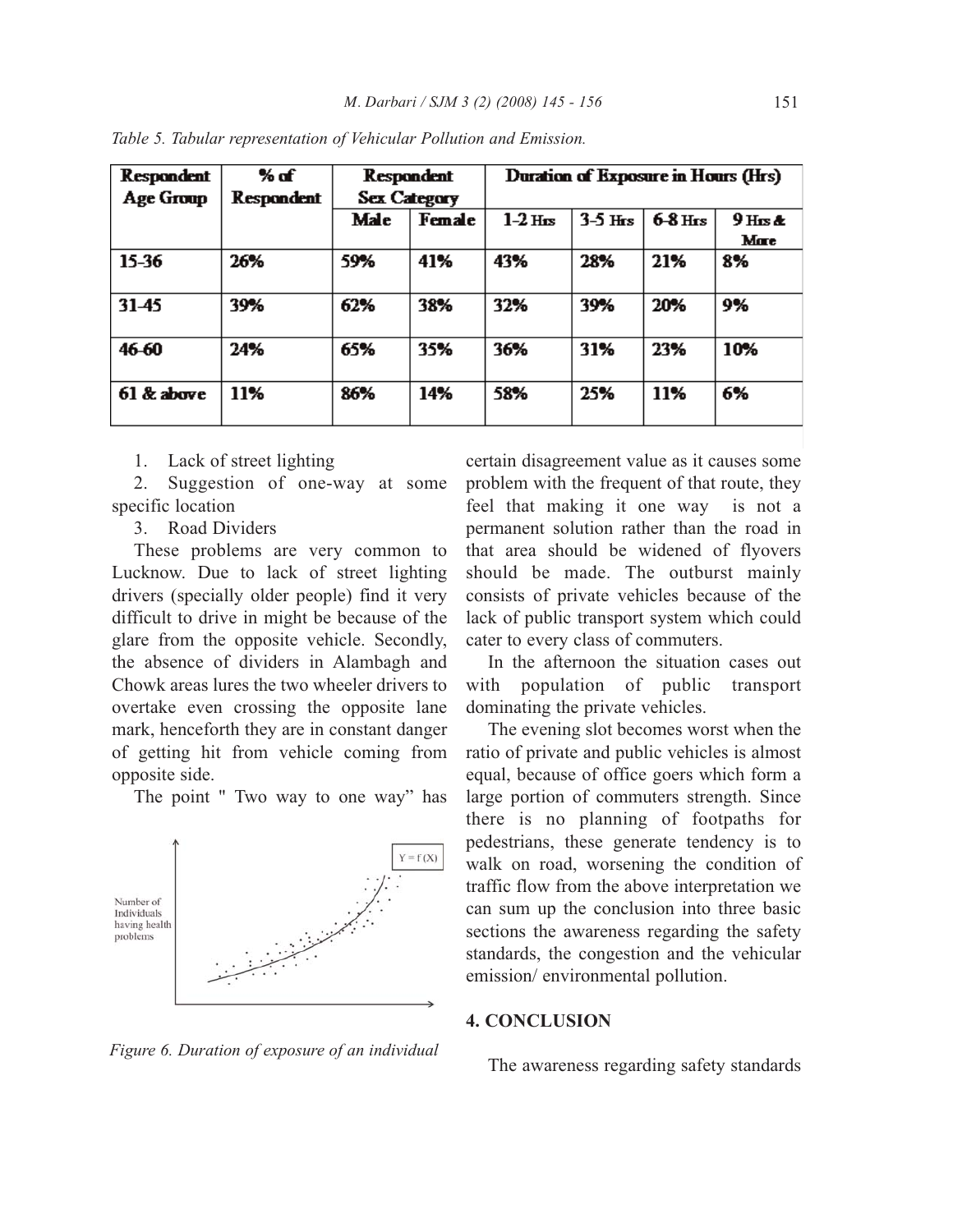*Table 5. Tabular representation of Vehicular Pollution and Emission.*

| Respondent Age Group | % of Respondent | Respondent Sex Category | | Duration of Exposure in Hours (Hrs) | | | |
|---|---|---|---|---|---|---|---|
| | | Male | Female | 1-2 Hrs | 3-5 Hrs | 6-8 Hrs | 9 Hrs & More |
| 15-36 | 26% | 59% | 41% | 43% | 28% | 21% | 8% |
| 31-45 | 39% | 62% | 38% | 32% | 39% | 20% | 9% |
| 46-60 | 24% | 65% | 35% | 36% | 31% | 23% | 10% |
| 61 & above | 11% | 86% | 14% | 58% | 25% | 11% | 6% |

1. Lack of street lighting
2. Suggestion of one-way at some specific location
3. Road Dividers

These problems are very common to Lucknow. Due to lack of street lighting drivers (specially older people) find it very difficult to drive in might be because of the glare from the opposite vehicle. Secondly, the absence of dividers in Alambagh and Chowk areas lures the two wheeler drivers to overtake even crossing the opposite lane mark, henceforth they are in constant danger of getting hit from vehicle coming from opposite side.

The point " Two way to one way" has certain disagreement value as it causes some problem with the frequent of that route, they feel that making it one way is not a permanent solution rather than the road in that area should be widened of flyovers should be made. The outburst mainly consists of private vehicles because of the lack of public transport system which could cater to every class of commuters.

*Figure 6. Duration of exposure of an individual*

In the afternoon the situation cases out with population of public transport dominating the private vehicles.

The evening slot becomes worst when the ratio of private and public vehicles is almost equal, because of office goers which form a large portion of commuters strength. Since there is no planning of footpaths for pedestrians, these generate tendency is to walk on road, worsening the condition of traffic flow from the above interpretation we can sum up the conclusion into three basic sections the awareness regarding the safety standards, the congestion and the vehicular emission/ environmental pollution.

## 4. CONCLUSION

The awareness regarding safety standards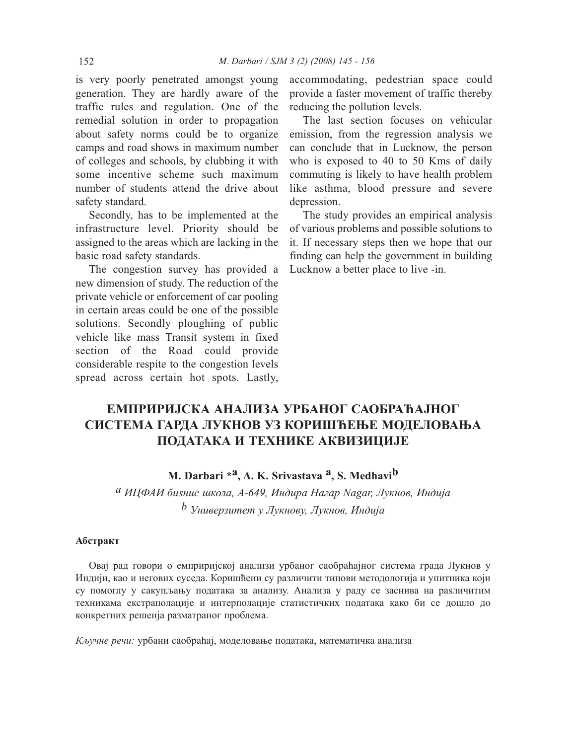is very poorly penetrated amongst young generation. They are hardly aware of the traffic rules and regulation. One of the remedial solution in order to propagation about safety norms could be to organize camps and road shows in maximum number of colleges and schools, by clubbing it with some incentive scheme such maximum number of students attend the drive about safety standard.

Secondly, has to be implemented at the infrastructure level. Priority should be assigned to the areas which are lacking in the basic road safety standards.

The congestion survey has provided a new dimension of study. The reduction of the private vehicle or enforcement of car pooling in certain areas could be one of the possible solutions. Secondly ploughing of public vehicle like mass Transit system in fixed section of the Road could provide considerable respite to the congestion levels spread across certain hot spots. Lastly, accommodating, pedestrian space could provide a faster movement of traffic thereby reducing the pollution levels.

The last section focuses on vehicular emission, from the regression analysis we can conclude that in Lucknow, the person who is exposed to 40 to 50 Kms of daily commuting is likely to have health problem like asthma, blood pressure and severe depression.

The study provides an empirical analysis of various problems and possible solutions to it. If necessary steps then we hope that our finding can help the government in building Lucknow a better place to live -in.

# ЕМПРИРИЈСКА АНАЛИЗА УРБАНОГ САОБРАЋАЈНОГ СИСТЕМА ГАРДА ЛУКНОВ УЗ КОРИШЋЕЊЕ МОДЕЛОВАЊА ПОДАТАКА И ТЕХНИКЕ АКВИЗИЦИЈЕ

**M. Darbari \*[a], A. K. Srivastava [a], S. Medhavi[b]**

[a] *ИЦФАИ бизнис школа, А-649, Индира Нагар Nagar, Лукнов, Индија*

[b] *Универзитет у Лукнову, Лукнов, Индија*

#### Абстракт

Овај рад говори о емприријској анализи урбаног саобраћајног система града Лукнов у Индији, као и његових суседа. Коришћени су различити типови методологија и упитника који су помоглу у сакупљању података за анализу. Анализа у раду се заснива на раsличитим техникама екстраполације и интерполације статистичких података како би се дошло до конкретних решења разматраног проблема.

*Кључне речи:* урбани саобраћај, моделовање података, математичка анализа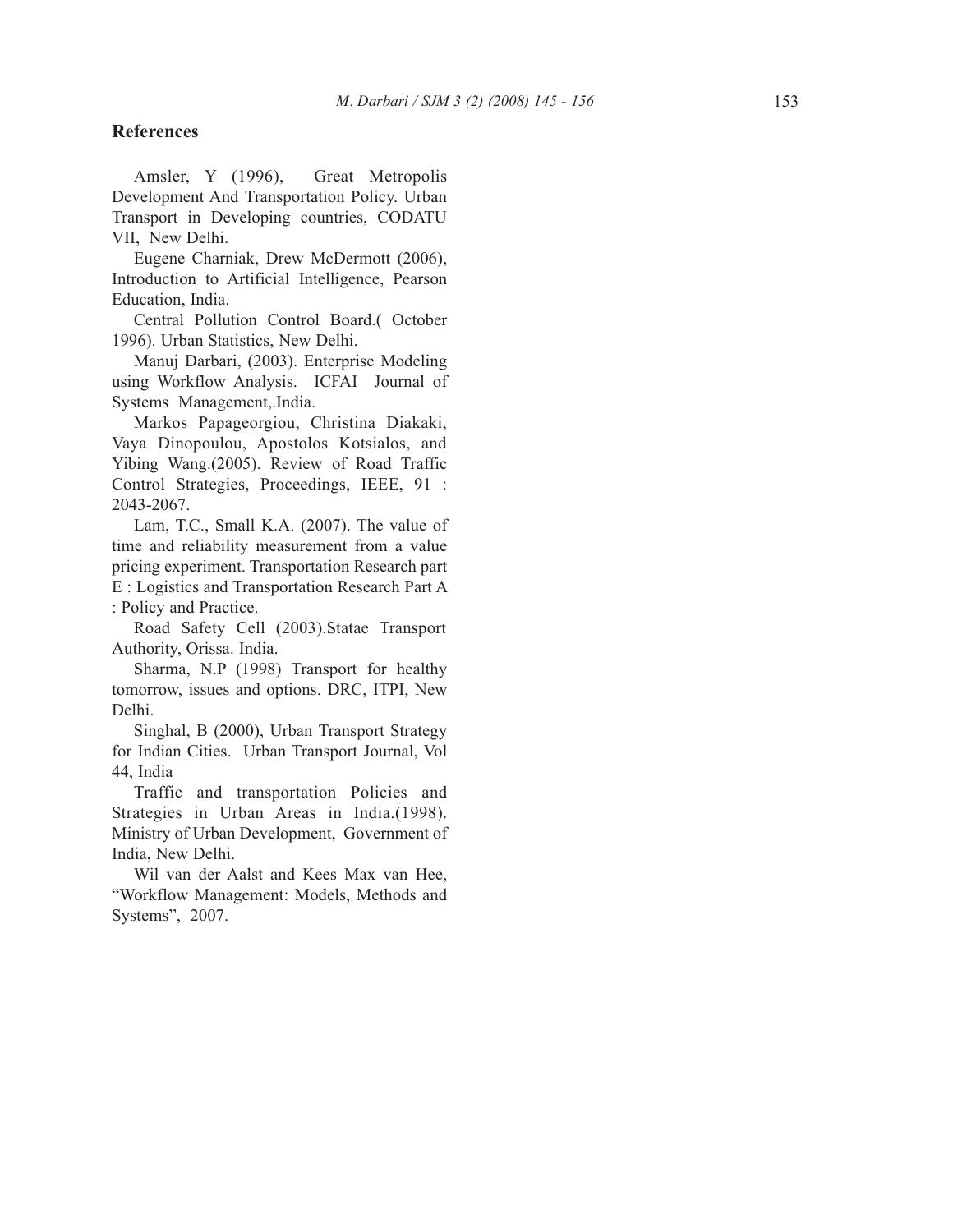## References

Amsler, Y (1996), Great Metropolis Development And Transportation Policy. Urban Transport in Developing countries, CODATU VII, New Delhi.

Eugene Charniak, Drew McDermott (2006), Introduction to Artificial Intelligence, Pearson Education, India.

Central Pollution Control Board.( October 1996). Urban Statistics, New Delhi.

Manuj Darbari, (2003). Enterprise Modeling using Workflow Analysis. ICFAI Journal of Systems Management,.India.

Markos Papageorgiou, Christina Diakaki, Vaya Dinopoulou, Apostolos Kotsialos, and Yibing Wang.(2005). Review of Road Traffic Control Strategies, Proceedings, IEEE, 91 : 2043-2067.

Lam, T.C., Small K.A. (2007). The value of time and reliability measurement from a value pricing experiment. Transportation Research part E : Logistics and Transportation Research Part A : Policy and Practice.

Road Safety Cell (2003).Statae Transport Authority, Orissa. India.

Sharma, N.P (1998) Transport for healthy tomorrow, issues and options. DRC, ITPI, New Delhi.

Singhal, B (2000), Urban Transport Strategy for Indian Cities. Urban Transport Journal, Vol 44, India

Traffic and transportation Policies and Strategies in Urban Areas in India.(1998). Ministry of Urban Development, Government of India, New Delhi.

Wil van der Aalst and Kees Max van Hee, "Workflow Management: Models, Methods and Systems", 2007.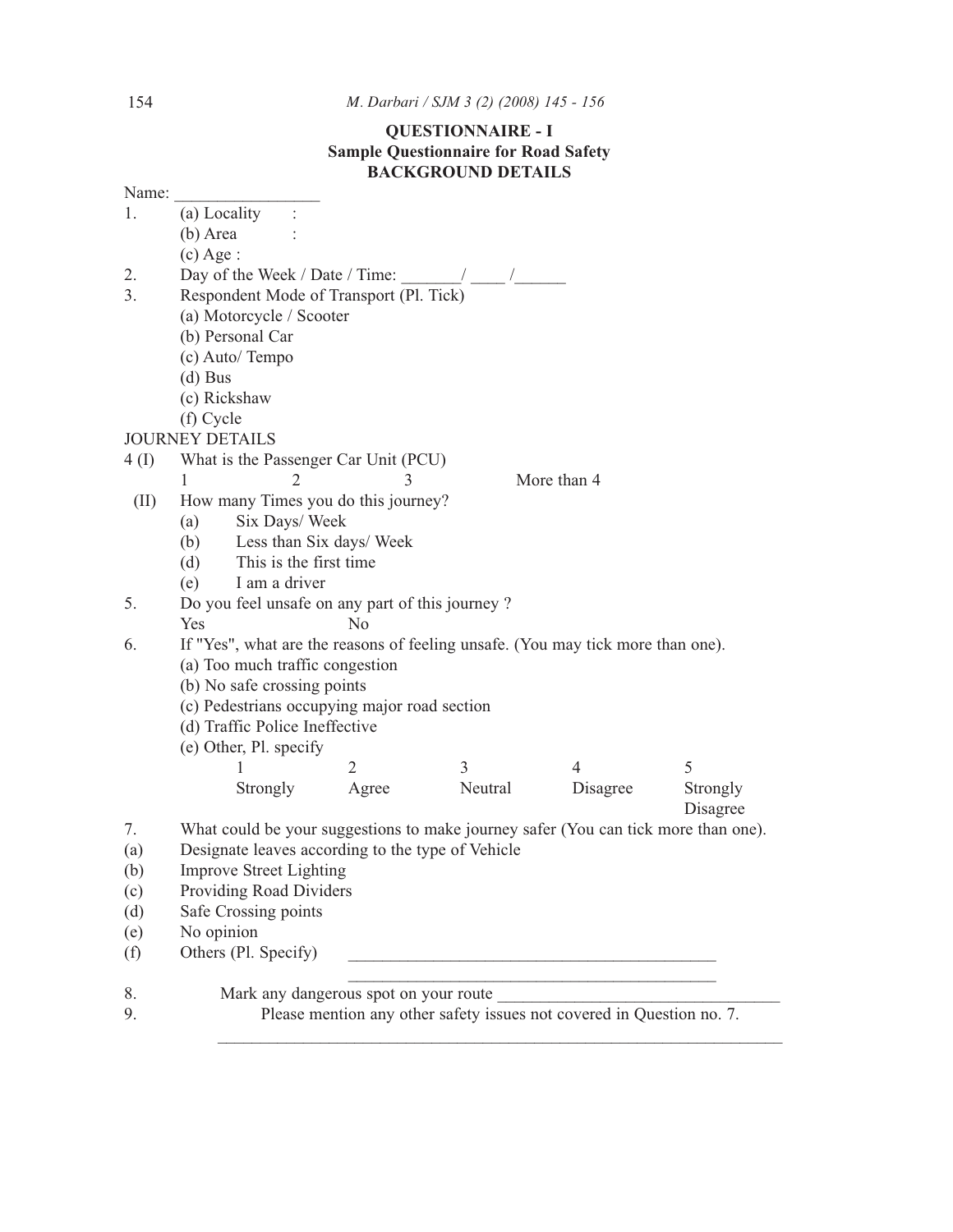## QUESTIONNAIRE - I

### Sample Questionnaire for Road Safety

### BACKGROUND DETAILS

Name: ________________

1. (a) Locality :
   (b) Area :
   (c) Age :
2. Day of the Week / Date / Time: _______/ ____ /______
3. Respondent Mode of Transport (Pl. Tick)
   (a) Motorcycle / Scooter
   (b) Personal Car
   (c) Auto/ Tempo
   (d) Bus
   (c) Rickshaw
   (f) Cycle

JOURNEY DETAILS

4 (I) What is the Passenger Car Unit (PCU)

1 &nbsp;&nbsp;&nbsp;&nbsp; 2 &nbsp;&nbsp;&nbsp;&nbsp; 3 &nbsp;&nbsp;&nbsp;&nbsp; More than 4

(II) How many Times you do this journey?

(a) Six Days/ Week
(b) Less than Six days/ Week
(d) This is the first time
(e) I am a driver

5. Do you feel unsafe on any part of this journey ?

Yes &nbsp;&nbsp;&nbsp;&nbsp; No

6. If "Yes", what are the reasons of feeling unsafe. (You may tick more than one).
   (a) Too much traffic congestion
   (b) No safe crossing points
   (c) Pedestrians occupying major road section
   (d) Traffic Police Ineffective
   (e) Other, Pl. specify

| 1 | 2 | 3 | 4 | 5 |
|---|---|---|---|---|
| Strongly | Agree | Neutral | Disagree | Strongly Disagree |

7. What could be your suggestions to make journey safer (You can tick more than one).

(a) Designate leaves according to the type of Vehicle
(b) Improve Street Lighting
(c) Providing Road Dividers
(d) Safe Crossing points
(e) No opinion
(f) Others (Pl. Specify) ____________________________________________

____________________________________________

8. Mark any dangerous spot on your route ________________________________
9. Please mention any other safety issues not covered in Question no. 7.

____________________________________________________________________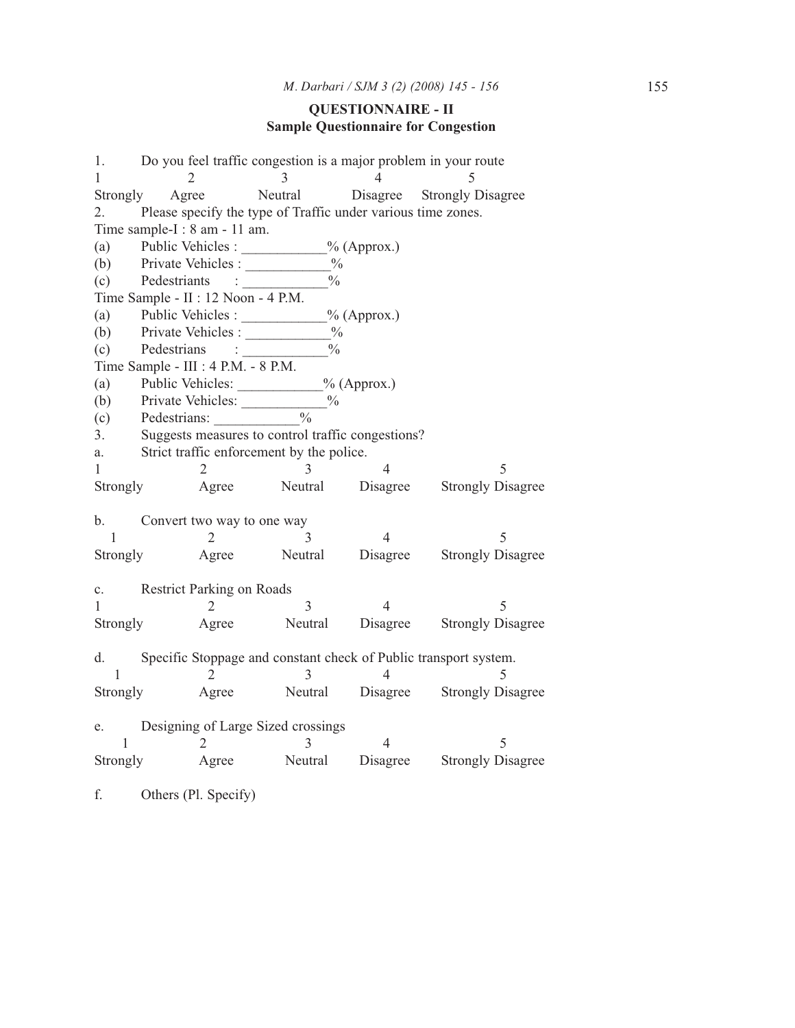### QUESTIONNAIRE - II

**Sample Questionnaire for Congestion**

1. Do you feel traffic congestion is a major problem in your route

| 1 | 2 | 3 | 4 | 5 |
|---|---|---|---|---|
| Strongly | Agree | Neutral | Disagree | Strongly Disagree |

2. Please specify the type of Traffic under various time zones.

Time sample-I : 8 am - 11 am.

(a) Public Vehicles : ____________% (Approx.)

(b) Private Vehicles : ____________%

(c) Pedestriants : ____________%

Time Sample - II : 12 Noon - 4 P.M.

(a) Public Vehicles : ____________% (Approx.)

(b) Private Vehicles : ____________%

(c) Pedestrians : ____________%

Time Sample - III : 4 P.M. - 8 P.M.

(a) Public Vehicles: ____________% (Approx.)

(b) Private Vehicles: ____________%

(c) Pedestrians: ____________%

3. Suggests measures to control traffic congestions?

a. Strict traffic enforcement by the police.

| 1 | 2 | 3 | 4 | 5 |
|---|---|---|---|---|
| Strongly | Agree | Neutral | Disagree | Strongly Disagree |

b. Convert two way to one way

| 1 | 2 | 3 | 4 | 5 |
|---|---|---|---|---|
| Strongly | Agree | Neutral | Disagree | Strongly Disagree |

c. Restrict Parking on Roads

| 1 | 2 | 3 | 4 | 5 |
|---|---|---|---|---|
| Strongly | Agree | Neutral | Disagree | Strongly Disagree |

d. Specific Stoppage and constant check of Public transport system.

| 1 | 2 | 3 | 4 | 5 |
|---|---|---|---|---|
| Strongly | Agree | Neutral | Disagree | Strongly Disagree |

e. Designing of Large Sized crossings

| 1 | 2 | 3 | 4 | 5 |
|---|---|---|---|---|
| Strongly | Agree | Neutral | Disagree | Strongly Disagree |

f. Others (Pl. Specify)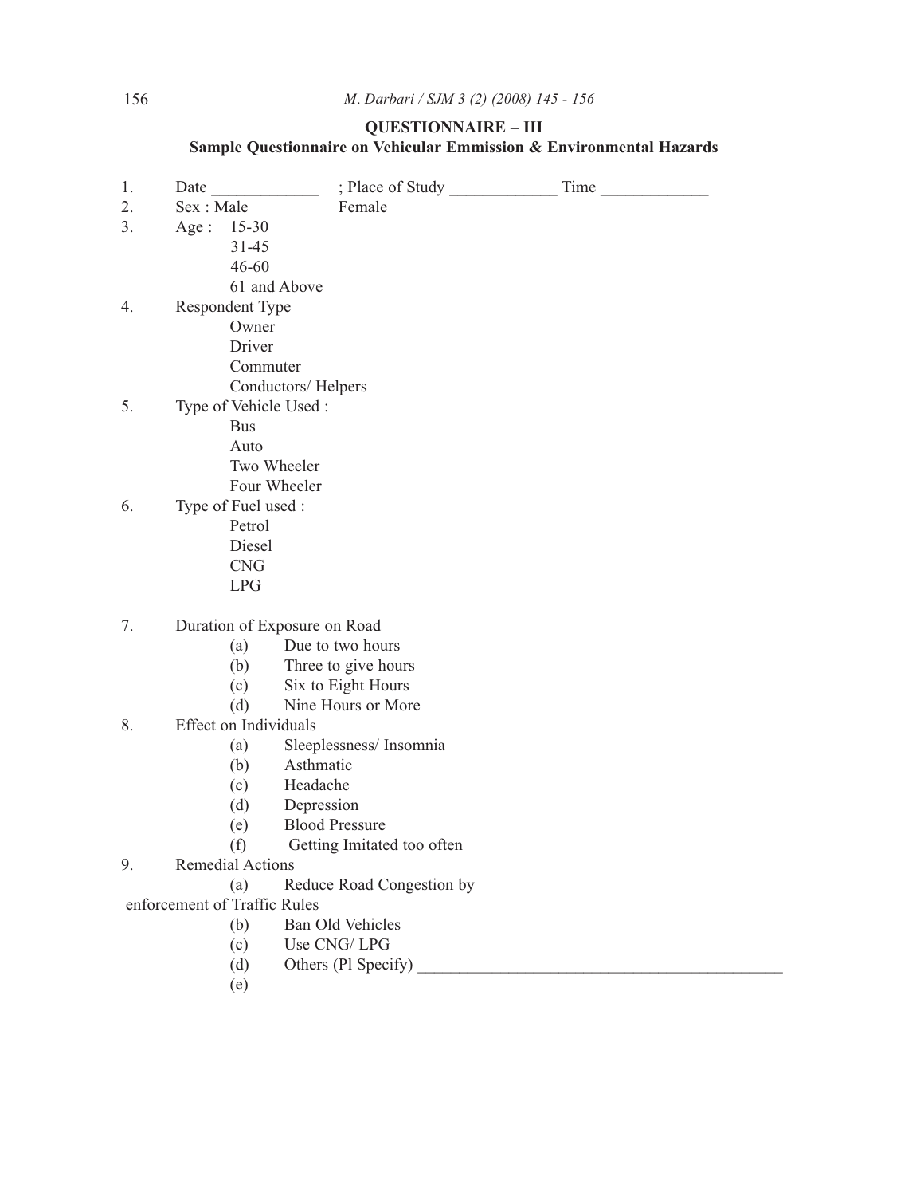## QUESTIONNAIRE – III

### Sample Questionnaire on Vehicular Emmission & Environmental Hazards

1. Date ____________ ; Place of Study ____________ Time ____________
2. Sex : Male Female
3. Age : 15-30
   31-45
   46-60
   61 and Above
4. Respondent Type
   Owner
   Driver
   Commuter
   Conductors/ Helpers
5. Type of Vehicle Used :
   Bus
   Auto
   Two Wheeler
   Four Wheeler
6. Type of Fuel used :
   Petrol
   Diesel
   CNG
   LPG
7. Duration of Exposure on Road
   (a) Due to two hours
   (b) Three to give hours
   (c) Six to Eight Hours
   (d) Nine Hours or More
8. Effect on Individuals
   (a) Sleeplessness/ Insomnia
   (b) Asthmatic
   (c) Headache
   (d) Depression
   (e) Blood Pressure
   (f) Getting Imitated too often
9. Remedial Actions
   (a) Reduce Road Congestion by enforcement of Traffic Rules
   (b) Ban Old Vehicles
   (c) Use CNG/ LPG
   (d) Others (Pl Specify) ____________________________________________
   (e)